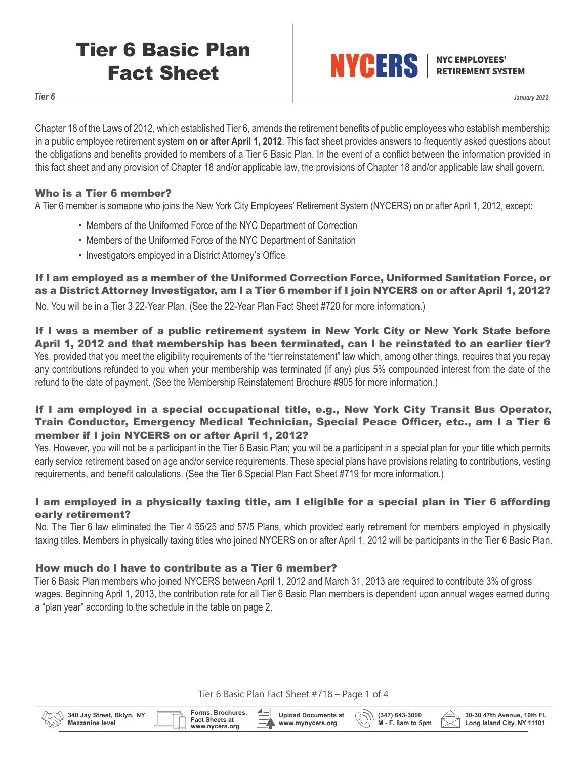# Tier 6 Basic Plan Fact Sheet

**NYCERS** | NYC EMPLOYEES' RETIREMENT SYSTEM

*Tier 6*

*January 2022*

Chapter 18 of the Laws of 2012, which established Tier 6, amends the retirement benefits of public employees who establish membership in a public employee retirement system **on or after April 1, 2012**. This fact sheet provides answers to frequently asked questions about the obligations and benefits provided to members of a Tier 6 Basic Plan. In the event of a conflict between the information provided in this fact sheet and any provision of Chapter 18 and/or applicable law, the provisions of Chapter 18 and/or applicable law shall govern.

### Who is a Tier 6 member?

A Tier 6 member is someone who joins the New York City Employees' Retirement System (NYCERS) on or after April 1, 2012, except:

- Members of the Uniformed Force of the NYC Department of Correction
- Members of the Uniformed Force of the NYC Department of Sanitation
- Investigators employed in a District Attorney's Office

### If I am employed as a member of the Uniformed Correction Force, Uniformed Sanitation Force, or as a District Attorney Investigator, am I a Tier 6 member if I join NYCERS on or after April 1, 2012?

No. You will be in a Tier 3 22-Year Plan. (See the 22-Year Plan Fact Sheet #720 for more information.)

### If I was a member of a public retirement system in New York City or New York State before April 1, 2012 and that membership has been terminated, can I be reinstated to an earlier tier?

Yes, provided that you meet the eligibility requirements of the "tier reinstatement" law which, among other things, requires that you repay any contributions refunded to you when your membership was terminated (if any) plus 5% compounded interest from the date of the refund to the date of payment. (See the Membership Reinstatement Brochure #905 for more information.)

### If I am employed in a special occupational title, e.g., New York City Transit Bus Operator, Train Conductor, Emergency Medical Technician, Special Peace Officer, etc., am I a Tier 6 member if I join NYCERS on or after April 1, 2012?

Yes. However, you will not be a participant in the Tier 6 Basic Plan; you will be a participant in a special plan for your title which permits early service retirement based on age and/or service requirements. These special plans have provisions relating to contributions, vesting requirements, and benefit calculations. (See the Tier 6 Special Plan Fact Sheet #719 for more information.)

### I am employed in a physically taxing title, am I eligible for a special plan in Tier 6 affording early retirement?

No. The Tier 6 law eliminated the Tier 4 55/25 and 57/5 Plans, which provided early retirement for members employed in physically taxing titles. Members in physically taxing titles who joined NYCERS on or after April 1, 2012 will be participants in the Tier 6 Basic Plan.

### How much do I have to contribute as a Tier 6 member?

Tier 6 Basic Plan members who joined NYCERS between April 1, 2012 and March 31, 2013 are required to contribute 3% of gross wages. Beginning April 1, 2013, the contribution rate for all Tier 6 Basic Plan members is dependent upon annual wages earned during a "plan year" according to the schedule in the table on page 2.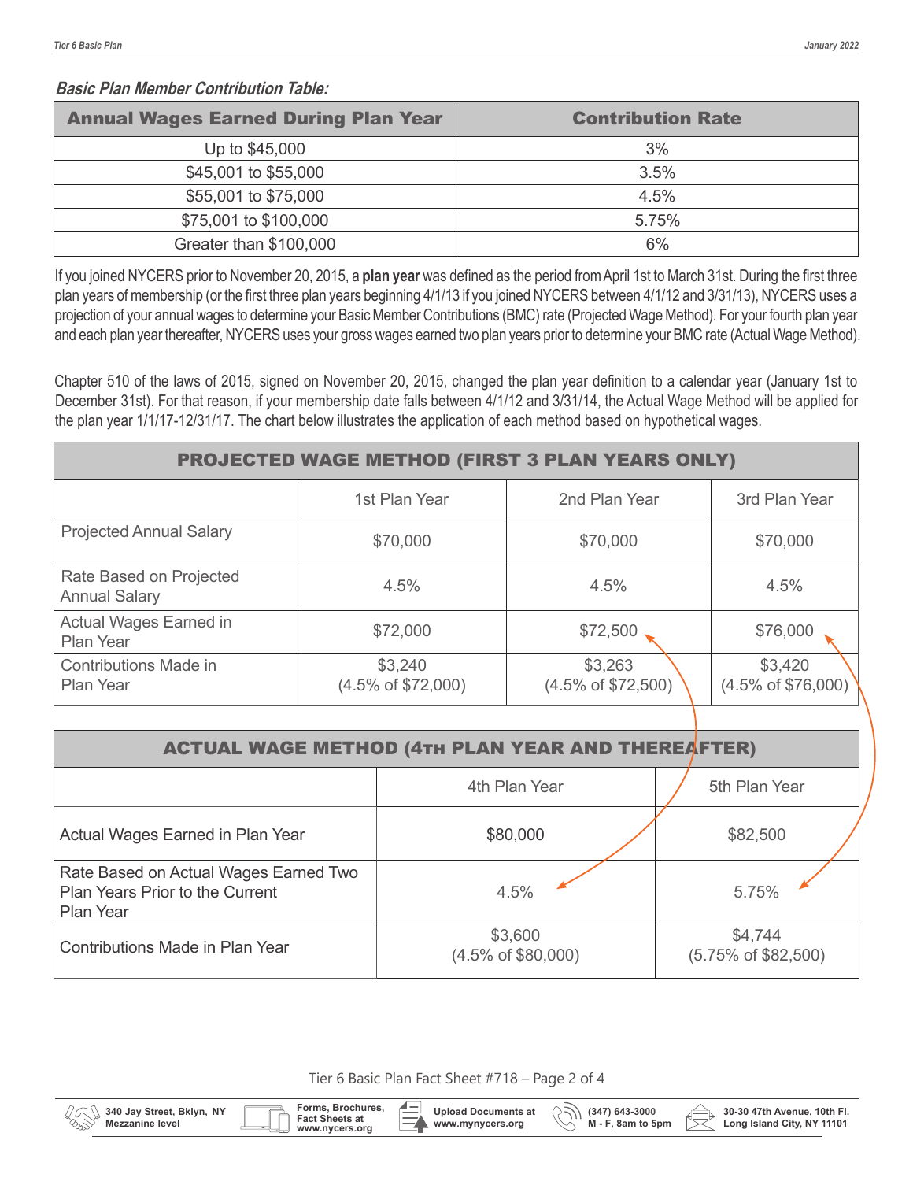***Basic Plan Member Contribution Table:***

| Annual Wages Earned During Plan Year | Contribution Rate |
|---|---|
| Up to $45,000 | 3% |
| $45,001 to $55,000 | 3.5% |
| $55,001 to $75,000 | 4.5% |
| $75,001 to $100,000 | 5.75% |
| Greater than $100,000 | 6% |

If you joined NYCERS prior to November 20, 2015, a **plan year** was defined as the period from April 1st to March 31st. During the first three plan years of membership (or the first three plan years beginning 4/1/13 if you joined NYCERS between 4/1/12 and 3/31/13), NYCERS uses a projection of your annual wages to determine your Basic Member Contributions (BMC) rate (Projected Wage Method). For your fourth plan year and each plan year thereafter, NYCERS uses your gross wages earned two plan years prior to determine your BMC rate (Actual Wage Method).

Chapter 510 of the laws of 2015, signed on November 20, 2015, changed the plan year definition to a calendar year (January 1st to December 31st). For that reason, if your membership date falls between 4/1/12 and 3/31/14, the Actual Wage Method will be applied for the plan year 1/1/17-12/31/17. The chart below illustrates the application of each method based on hypothetical wages.

| PROJECTED WAGE METHOD (FIRST 3 PLAN YEARS ONLY) | | | |
|---|---|---|---|
| | 1st Plan Year | 2nd Plan Year | 3rd Plan Year |
| Projected Annual Salary | $70,000 | $70,000 | $70,000 |
| Rate Based on Projected Annual Salary | 4.5% | 4.5% | 4.5% |
| Actual Wages Earned in Plan Year | $72,000 | $72,500 | $76,000 |
| Contributions Made in Plan Year | $3,240 (4.5% of $72,000) | $3,263 (4.5% of $72,500) | $3,420 (4.5% of $76,000) |

| ACTUAL WAGE METHOD (4TH PLAN YEAR AND THEREAFTER) | | |
|---|---|---|
| | 4th Plan Year | 5th Plan Year |
| Actual Wages Earned in Plan Year | $80,000 | $82,500 |
| Rate Based on Actual Wages Earned Two Plan Years Prior to the Current Plan Year | 4.5% | 5.75% |
| Contributions Made in Plan Year | $3,600 (4.5% of $80,000) | $4,744 (5.75% of $82,500) |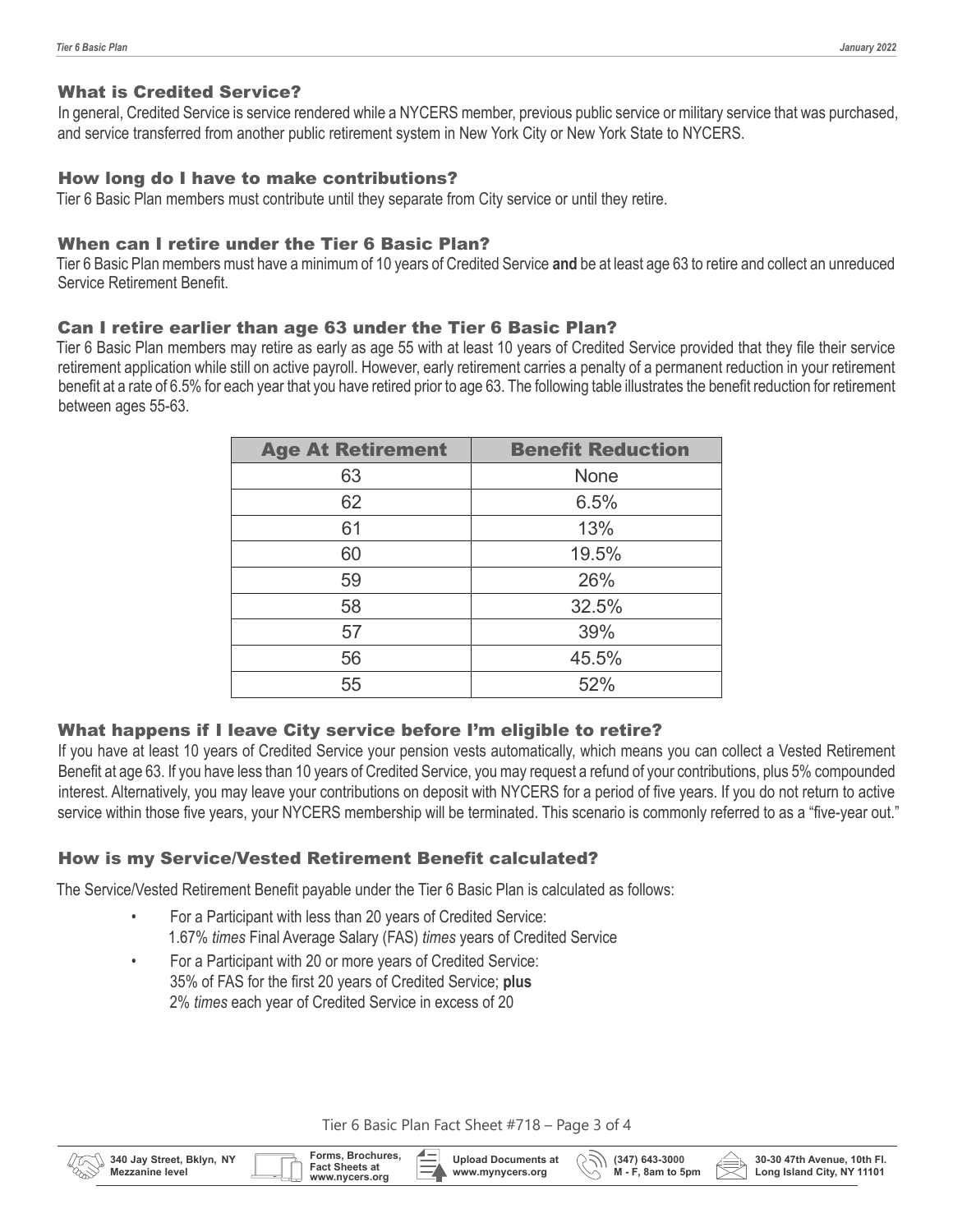## What is Credited Service?

In general, Credited Service is service rendered while a NYCERS member, previous public service or military service that was purchased, and service transferred from another public retirement system in New York City or New York State to NYCERS.

## How long do I have to make contributions?

Tier 6 Basic Plan members must contribute until they separate from City service or until they retire.

## When can I retire under the Tier 6 Basic Plan?

Tier 6 Basic Plan members must have a minimum of 10 years of Credited Service **and** be at least age 63 to retire and collect an unreduced Service Retirement Benefit.

## Can I retire earlier than age 63 under the Tier 6 Basic Plan?

Tier 6 Basic Plan members may retire as early as age 55 with at least 10 years of Credited Service provided that they file their service retirement application while still on active payroll. However, early retirement carries a penalty of a permanent reduction in your retirement benefit at a rate of 6.5% for each year that you have retired prior to age 63. The following table illustrates the benefit reduction for retirement between ages 55-63.

| Age At Retirement | Benefit Reduction |
|---|---|
| 63 | None |
| 62 | 6.5% |
| 61 | 13% |
| 60 | 19.5% |
| 59 | 26% |
| 58 | 32.5% |
| 57 | 39% |
| 56 | 45.5% |
| 55 | 52% |

## What happens if I leave City service before I'm eligible to retire?

If you have at least 10 years of Credited Service your pension vests automatically, which means you can collect a Vested Retirement Benefit at age 63. If you have less than 10 years of Credited Service, you may request a refund of your contributions, plus 5% compounded interest. Alternatively, you may leave your contributions on deposit with NYCERS for a period of five years. If you do not return to active service within those five years, your NYCERS membership will be terminated. This scenario is commonly referred to as a "five-year out."

## How is my Service/Vested Retirement Benefit calculated?

The Service/Vested Retirement Benefit payable under the Tier 6 Basic Plan is calculated as follows:

- For a Participant with less than 20 years of Credited Service:
  1.67% *times* Final Average Salary (FAS) *times* years of Credited Service
- For a Participant with 20 or more years of Credited Service:
  35% of FAS for the first 20 years of Credited Service; **plus**
  2% *times* each year of Credited Service in excess of 20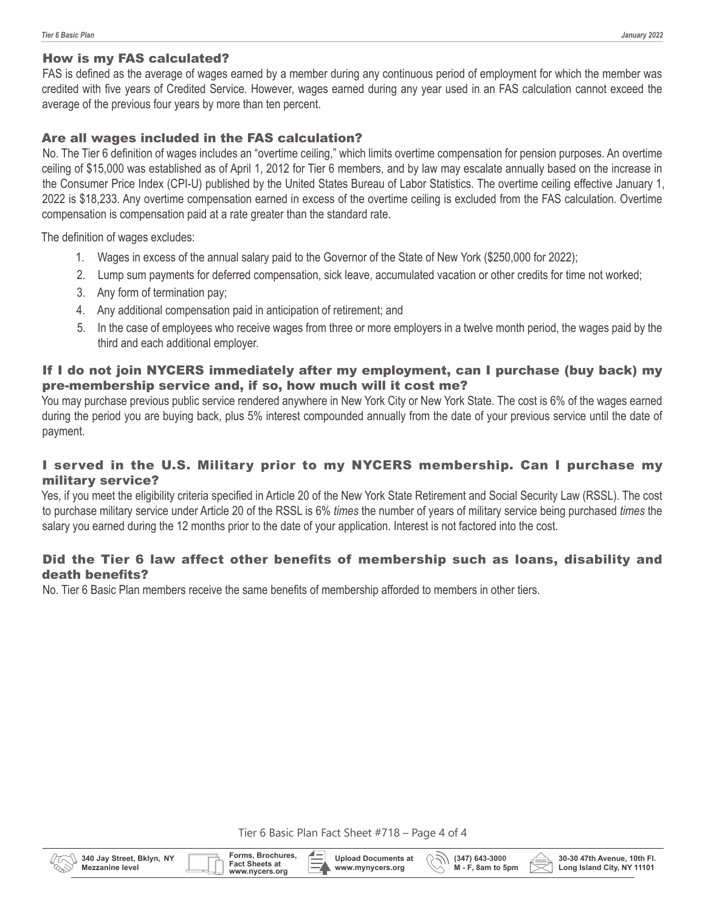## How is my FAS calculated?

FAS is defined as the average of wages earned by a member during any continuous period of employment for which the member was credited with five years of Credited Service. However, wages earned during any year used in an FAS calculation cannot exceed the average of the previous four years by more than ten percent.

## Are all wages included in the FAS calculation?

No. The Tier 6 definition of wages includes an "overtime ceiling," which limits overtime compensation for pension purposes. An overtime ceiling of $15,000 was established as of April 1, 2012 for Tier 6 members, and by law may escalate annually based on the increase in the Consumer Price Index (CPI-U) published by the United States Bureau of Labor Statistics. The overtime ceiling effective January 1, 2022 is $18,233. Any overtime compensation earned in excess of the overtime ceiling is excluded from the FAS calculation. Overtime compensation is compensation paid at a rate greater than the standard rate.

The definition of wages excludes:

1. Wages in excess of the annual salary paid to the Governor of the State of New York ($250,000 for 2022);
2. Lump sum payments for deferred compensation, sick leave, accumulated vacation or other credits for time not worked;
3. Any form of termination pay;
4. Any additional compensation paid in anticipation of retirement; and
5. In the case of employees who receive wages from three or more employers in a twelve month period, the wages paid by the third and each additional employer.

## If I do not join NYCERS immediately after my employment, can I purchase (buy back) my pre-membership service and, if so, how much will it cost me?

You may purchase previous public service rendered anywhere in New York City or New York State. The cost is 6% of the wages earned during the period you are buying back, plus 5% interest compounded annually from the date of your previous service until the date of payment.

## I served in the U.S. Military prior to my NYCERS membership. Can I purchase my military service?

Yes, if you meet the eligibility criteria specified in Article 20 of the New York State Retirement and Social Security Law (RSSL). The cost to purchase military service under Article 20 of the RSSL is 6% *times* the number of years of military service being purchased *times* the salary you earned during the 12 months prior to the date of your application. Interest is not factored into the cost.

## Did the Tier 6 law affect other benefits of membership such as loans, disability and death benefits?

No. Tier 6 Basic Plan members receive the same benefits of membership afforded to members in other tiers.